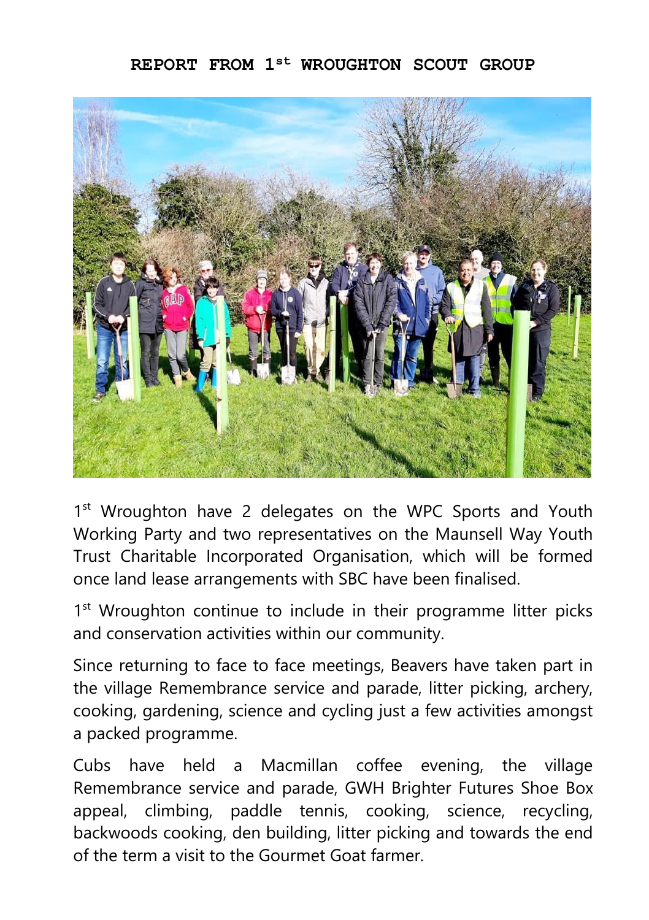# REPORT FROM 1st WROUGHTON SCOUT GROUP

1st Wroughton have 2 delegates on the WPC Sports and Youth Working Party and two representatives on the Maunsell Way Youth Trust Charitable Incorporated Organisation, which will be formed once land lease arrangements with SBC have been finalised.

1st Wroughton continue to include in their programme litter picks and conservation activities within our community.

Since returning to face to face meetings, Beavers have taken part in the village Remembrance service and parade, litter picking, archery, cooking, gardening, science and cycling just a few activities amongst a packed programme.

Cubs have held a Macmillan coffee evening, the village Remembrance service and parade, GWH Brighter Futures Shoe Box appeal, climbing, paddle tennis, cooking, science, recycling, backwoods cooking, den building, litter picking and towards the end of the term a visit to the Gourmet Goat farmer.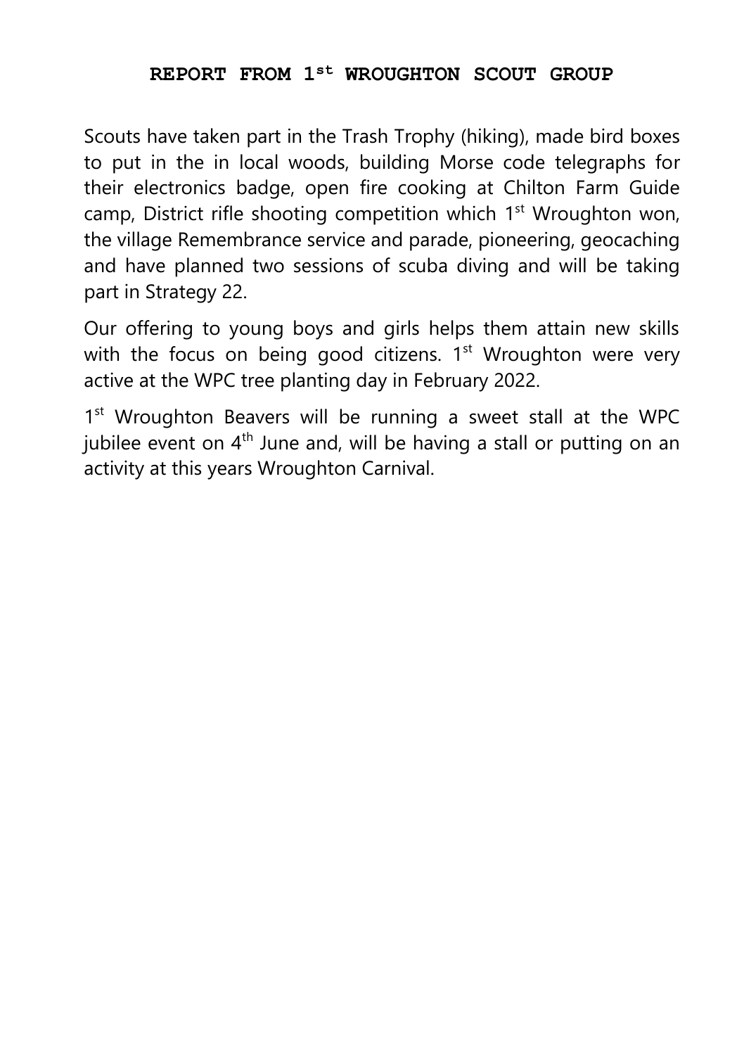# REPORT FROM 1st WROUGHTON SCOUT GROUP

Scouts have taken part in the Trash Trophy (hiking), made bird boxes to put in the in local woods, building Morse code telegraphs for their electronics badge, open fire cooking at Chilton Farm Guide camp, District rifle shooting competition which 1st Wroughton won, the village Remembrance service and parade, pioneering, geocaching and have planned two sessions of scuba diving and will be taking part in Strategy 22.

Our offering to young boys and girls helps them attain new skills with the focus on being good citizens. 1st Wroughton were very active at the WPC tree planting day in February 2022.

1st Wroughton Beavers will be running a sweet stall at the WPC jubilee event on 4th June and, will be having a stall or putting on an activity at this years Wroughton Carnival.